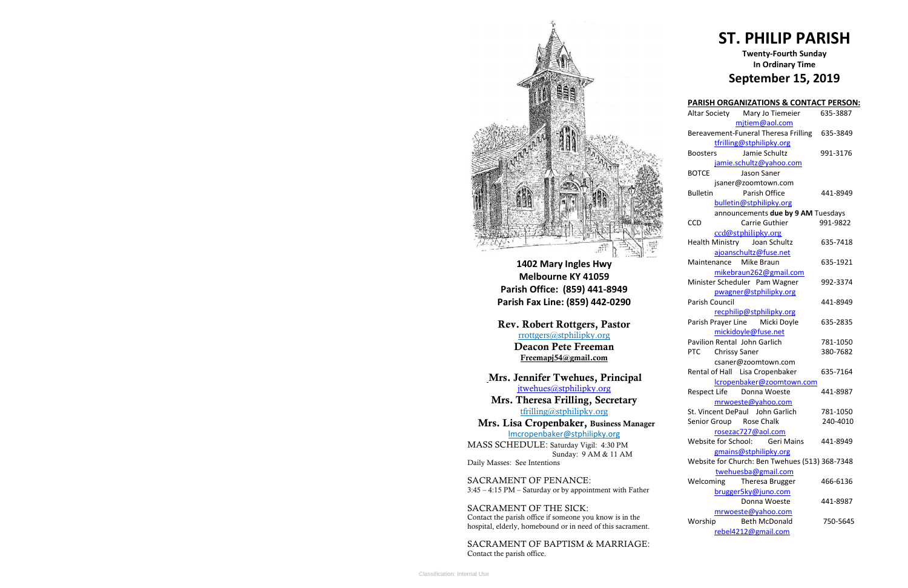1402 Mary Ingles Hwy
Melbourne KY 41059
Parish Office: (859) 441-8949
Parish Fax Line: (859) 442-0290

**Rev. Robert Rottgers, Pastor**
rrottgers@stphilipky.org
**Deacon Pete Freeman**
**Freemapj54@gmail.com**

**Mrs. Jennifer Twehues, Principal**
jtwehues@stphilipky.org
**Mrs. Theresa Frilling, Secretary**
tfrilling@stphilipky.org
**Mrs. Lisa Cropenbaker, Business Manager**
lmcropenbaker@stphilipky.org

MASS SCHEDULE: Saturday Vigil: 4:30 PM
Sunday: 9 AM & 11 AM
Daily Masses: See Intentions

SACRAMENT OF PENANCE:
3:45 – 4:15 PM – Saturday or by appointment with Father

SACRAMENT OF THE SICK:
Contact the parish office if someone you know is in the hospital, elderly, homebound or in need of this sacrament.

SACRAMENT OF BAPTISM & MARRIAGE:
Contact the parish office.

# ST. PHILIP PARISH

**Twenty-Fourth Sunday In Ordinary Time**

## September 15, 2019

### PARISH ORGANIZATIONS & CONTACT PERSON:

| Organization | Contact | Phone |
|---|---|---|
| Altar Society | Mary Jo Tiemeier<br>mjtiem@aol.com | 635-3887 |
| Bereavement-Funeral | Theresa Frilling<br>tfrilling@stphilipky.org | 635-3849 |
| Boosters | Jamie Schultz<br>jamie.schultz@yahoo.com | 991-3176 |
| BOTCE | Jason Saner<br>jsaner@zoomtown.com | |
| Bulletin | Parish Office<br>bulletin@stphilipky.org<br>announcements **due by 9 AM** Tuesdays | 441-8949 |
| CCD | Carrie Guthier<br>ccd@stphilipky.org | 991-9822 |
| Health Ministry | Joan Schultz<br>ajoanschultz@fuse.net | 635-7418 |
| Maintenance | Mike Braun<br>mikebraun262@gmail.com | 635-1921 |
| Minister Scheduler | Pam Wagner<br>pwagner@stphilipky.org | 992-3374 |
| Parish Council | recphilip@stphilipky.org | 441-8949 |
| Parish Prayer Line | Micki Doyle<br>mickidoyle@fuse.net | 635-2835 |
| Pavilion Rental | John Garlich | 781-1050 |
| PTC | Chrissy Saner<br>csaner@zoomtown.com | 380-7682 |
| Rental of Hall | Lisa Cropenbaker<br>lcropenbaker@zoomtown.com | 635-7164 |
| Respect Life | Donna Woeste<br>mrwoeste@yahoo.com | 441-8987 |
| St. Vincent DePaul | John Garlich | 781-1050 |
| Senior Group | Rose Chalk<br>rosezac727@aol.com | 240-4010 |
| Website for School: | Geri Mains<br>gmains@stphilipky.org | 441-8949 |
| Website for Church: | Ben Twehues<br>twehuesba@gmail.com | (513) 368-7348 |
| Welcoming | Theresa Brugger<br>brugger5ky@juno.com | 466-6136 |
| | Donna Woeste<br>mrwoeste@yahoo.com | 441-8987 |
| Worship | Beth McDonald<br>rebel4212@gmail.com | 750-5645 |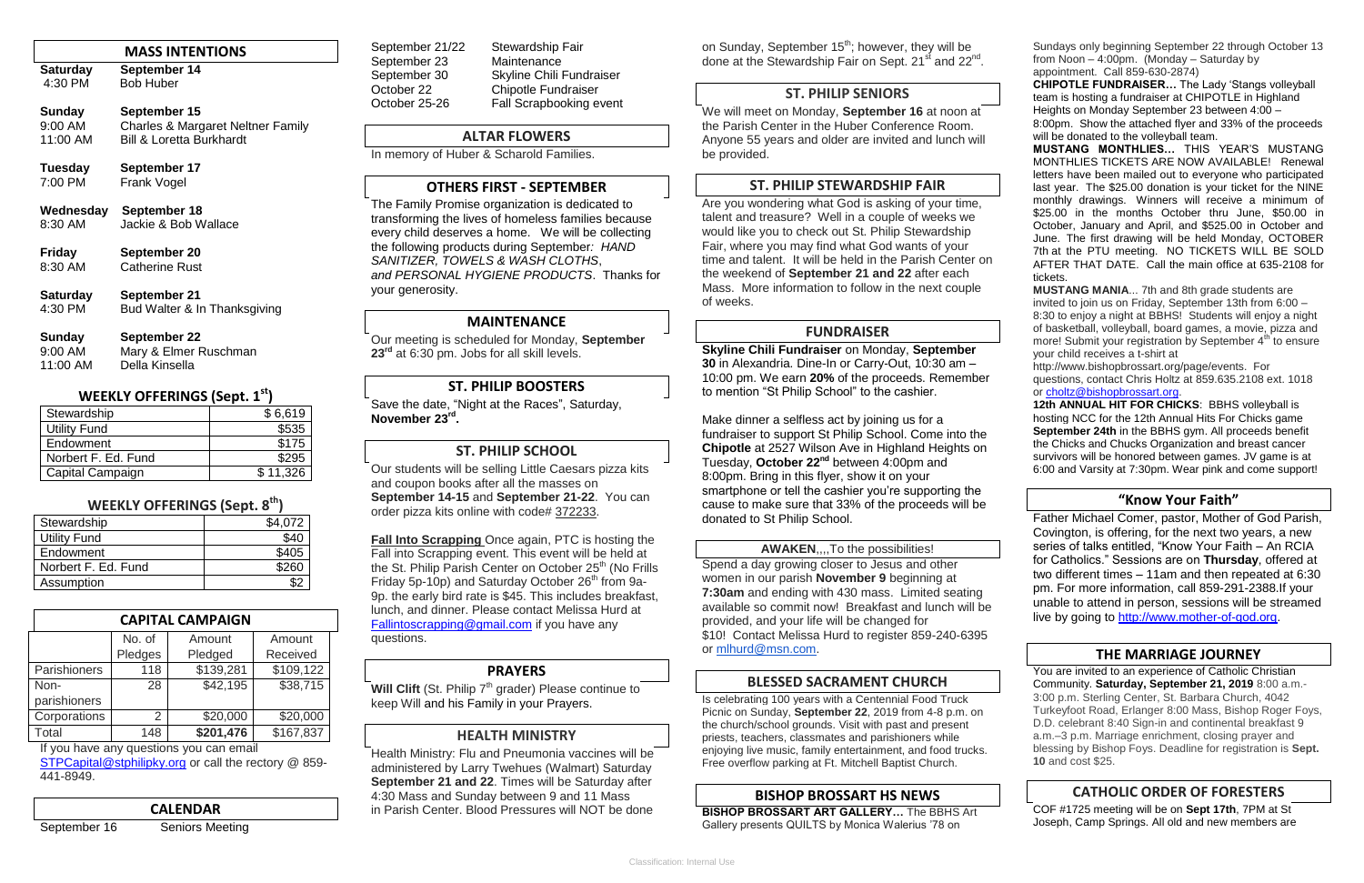## MASS INTENTIONS

**Saturday** 4:30 PM — **September 14**
Bob Huber

**Sunday** — **September 15**
9:00 AM Charles & Margaret Neltner Family
11:00 AM Bill & Loretta Burkhardt

**Tuesday** — **September 17**
7:00 PM Frank Vogel

**Wednesday** — **September 18**
8:30 AM Jackie & Bob Wallace

**Friday** — **September 20**
8:30 AM Catherine Rust

**Saturday** — **September 21**
4:30 PM Bud Walter & In Thanksgiving

**Sunday** — **September 22**
9:00 AM Mary & Elmer Ruschman
11:00 AM Della Kinsella

## WEEKLY OFFERINGS (Sept. 1st)

| | |
|---|---|
| Stewardship | $ 6,619 |
| Utility Fund | $535 |
| Endowment | $175 |
| Norbert F. Ed. Fund | $295 |
| Capital Campaign | $ 11,326 |

## WEEKLY OFFERINGS (Sept. 8th)

| | |
|---|---|
| Stewardship | $4,072 |
| Utility Fund | $40 |
| Endowment | $405 |
| Norbert F. Ed. Fund | $260 |
| Assumption | $2 |

## CAPITAL CAMPAIGN

| | No. of Pledges | Amount Pledged | Amount Received |
|---|---|---|---|
| Parishioners | 118 | $139,281 | $109,122 |
| Non-parishioners | 28 | $42,195 | $38,715 |
| Corporations | 2 | $20,000 | $20,000 |
| Total | 148 | **$201,476** | $167,837 |

If you have any questions you can email STPCapital@stphilipky.org or call the rectory @ 859-441-8949.

## CALENDAR

| | |
|---|---|
| September 16 | Seniors Meeting |
| September 21/22 | Stewardship Fair |
| September 23 | Maintenance |
| September 30 | Skyline Chili Fundraiser |
| October 22 | Chipotle Fundraiser |
| October 25-26 | Fall Scrapbooking event |

## ALTAR FLOWERS

In memory of Huber & Scharold Families.

## OTHERS FIRST - SEPTEMBER

The Family Promise organization is dedicated to transforming the lives of homeless families because every child deserves a home. We will be collecting the following products during September*: HAND SANITIZER, TOWELS & WASH CLOTHS*, *and PERSONAL HYGIENE PRODUCTS*. Thanks for your generosity.

## MAINTENANCE

Our meeting is scheduled for Monday, **September 23rd** at 6:30 pm. Jobs for all skill levels.

## ST. PHILIP BOOSTERS

Save the date, "Night at the Races", Saturday, **November 23rd.**

## ST. PHILIP SCHOOL

Our students will be selling Little Caesars pizza kits and coupon books after all the masses on **September 14-15** and **September 21-22**. You can order pizza kits online with code# 372233.

**Fall Into Scrapping** Once again, PTC is hosting the Fall into Scrapping event. This event will be held at the St. Philip Parish Center on October 25th (No Frills Friday 5p-10p) and Saturday October 26th from 9a-9p. the early bird rate is $45. This includes breakfast, lunch, and dinner. Please contact Melissa Hurd at Fallintoscrapping@gmail.com if you have any questions.

## PRAYERS

**Will Clift** (St. Philip 7th grader) Please continue to keep Will and his Family in your Prayers.

## HEALTH MINISTRY

Health Ministry: Flu and Pneumonia vaccines will be administered by Larry Twehues (Walmart) Saturday **September 21 and 22**. Times will be Saturday after 4:30 Mass and Sunday between 9 and 11 Mass in Parish Center. Blood Pressures will NOT be done on Sunday, September 15th; however, they will be done at the Stewardship Fair on Sept. 21st and 22nd.

## ST. PHILIP SENIORS

We will meet on Monday, **September 16** at noon at the Parish Center in the Huber Conference Room. Anyone 55 years and older are invited and lunch will be provided.

## ST. PHILIP STEWARDSHIP FAIR

Are you wondering what God is asking of your time, talent and treasure? Well in a couple of weeks we would like you to check out St. Philip Stewardship Fair, where you may find what God wants of your time and talent. It will be held in the Parish Center on the weekend of **September 21 and 22** after each Mass. More information to follow in the next couple of weeks.

## FUNDRAISER

**Skyline Chili Fundraiser** on Monday, **September 30** in Alexandria. Dine-In or Carry-Out, 10:30 am – 10:00 pm. We earn **20%** of the proceeds. Remember to mention "St Philip School" to the cashier.

Make dinner a selfless act by joining us for a fundraiser to support St Philip School. Come into the **Chipotle** at 2527 Wilson Ave in Highland Heights on Tuesday, **October 22nd** between 4:00pm and 8:00pm. Bring in this flyer, show it on your smartphone or tell the cashier you're supporting the cause to make sure that 33% of the proceeds will be donated to St Philip School.

**AWAKEN**,,,,To the possibilities!

Spend a day growing closer to Jesus and other women in our parish **November 9** beginning at **7:30am** and ending with 430 mass. Limited seating available so commit now! Breakfast and lunch will be provided, and your life will be changed for $10! Contact Melissa Hurd to register 859-240-6395 or mlhurd@msn.com.

## BLESSED SACRAMENT CHURCH

Is celebrating 100 years with a Centennial Food Truck Picnic on Sunday, **September 22**, 2019 from 4-8 p.m. on the church/school grounds. Visit with past and present priests, teachers, classmates and parishioners while enjoying live music, family entertainment, and food trucks. Free overflow parking at Ft. Mitchell Baptist Church.

## BISHOP BROSSART HS NEWS

**BISHOP BROSSART ART GALLERY…** The BBHS Art Gallery presents QUILTS by Monica Walerius '78 on Sundays only beginning September 22 through October 13 from Noon – 4:00pm. (Monday – Saturday by appointment. Call 859-630-2874)

**CHIPOTLE FUNDRAISER…** The Lady 'Stangs volleyball team is hosting a fundraiser at CHIPOTLE in Highland Heights on Monday September 23 between 4:00 – 8:00pm. Show the attached flyer and 33% of the proceeds will be donated to the volleyball team.

**MUSTANG MONTHLIES…** THIS YEAR'S MUSTANG MONTHLIES TICKETS ARE NOW AVAILABLE! Renewal letters have been mailed out to everyone who participated last year. The $25.00 donation is your ticket for the NINE monthly drawings. Winners will receive a minimum of $25.00 in the months October thru June, $50.00 in October, January and April, and $525.00 in October and June. The first drawing will be held Monday, OCTOBER 7th at the PTU meeting. NO TICKETS WILL BE SOLD AFTER THAT DATE. Call the main office at 635-2108 for tickets.

**MUSTANG MANIA**… 7th and 8th grade students are invited to join us on Friday, September 13th from 6:00 – 8:30 to enjoy a night at BBHS! Students will enjoy a night of basketball, volleyball, board games, a movie, pizza and more! Submit your registration by September 4th to ensure your child receives a t-shirt at http://www.bishopbrossart.org/page/events. For questions, contact Chris Holtz at 859.635.2108 ext. 1018 or choltz@bishopbrossart.org.

**12th ANNUAL HIT FOR CHICKS**: BBHS volleyball is hosting NCC for the 12th Annual Hits For Chicks game **September 24th** in the BBHS gym. All proceeds benefit the Chicks and Chucks Organization and breast cancer survivors will be honored between games. JV game is at 6:00 and Varsity at 7:30pm. Wear pink and come support!

## "Know Your Faith"

Father Michael Comer, pastor, Mother of God Parish, Covington, is offering, for the next two years, a new series of talks entitled, "Know Your Faith – An RCIA for Catholics." Sessions are on **Thursday**, offered at two different times – 11am and then repeated at 6:30 pm. For more information, call 859-291-2388.If your unable to attend in person, sessions will be streamed live by going to http://www.mother-of-god.org.

## THE MARRIAGE JOURNEY

You are invited to an experience of Catholic Christian Community. **Saturday, September 21, 2019** 8:00 a.m.-3:00 p.m. Sterling Center, St. Barbara Church, 4042 Turkeyfoot Road, Erlanger 8:00 Mass, Bishop Roger Foys, D.D. celebrant 8:40 Sign-in and continental breakfast 9 a.m.–3 p.m. Marriage enrichment, closing prayer and blessing by Bishop Foys. Deadline for registration is **Sept. 10** and cost $25.

## CATHOLIC ORDER OF FORESTERS

COF #1725 meeting will be on **Sept 17th**, 7PM at St Joseph, Camp Springs. All old and new members are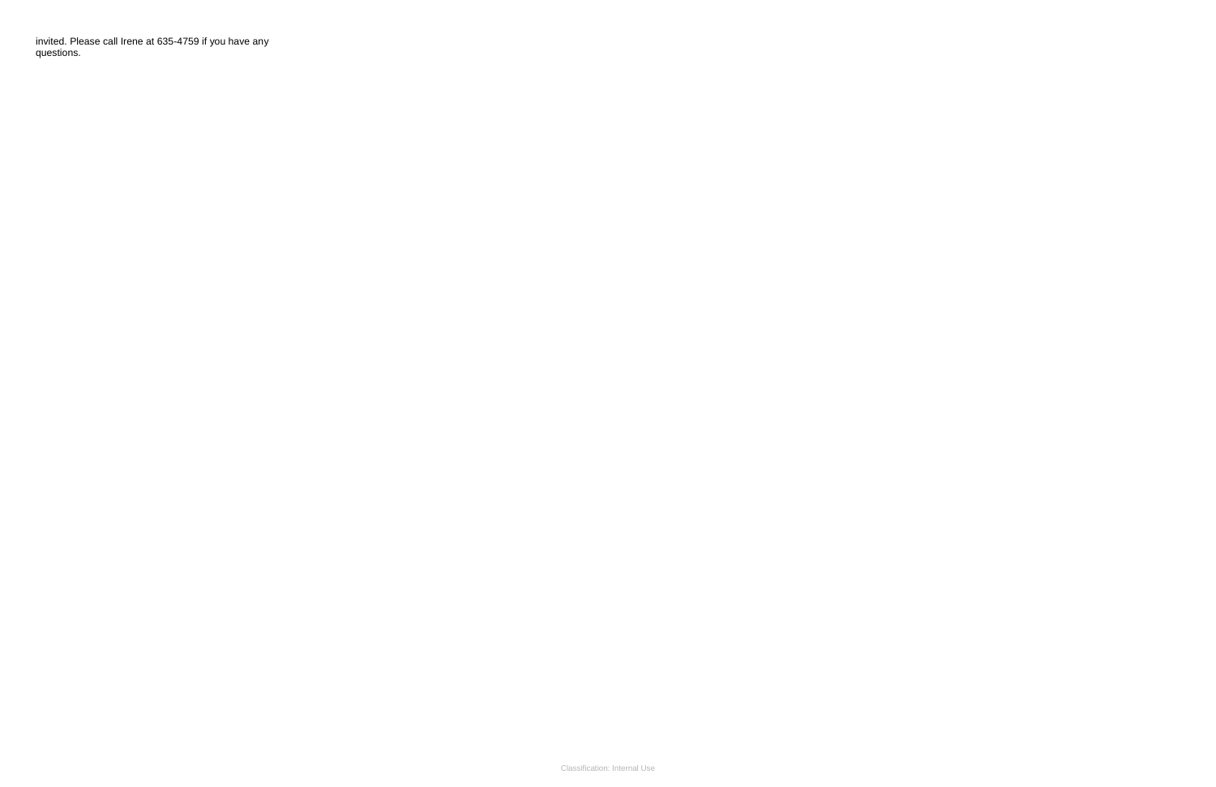invited. Please call Irene at 635-4759 if you have any questions.